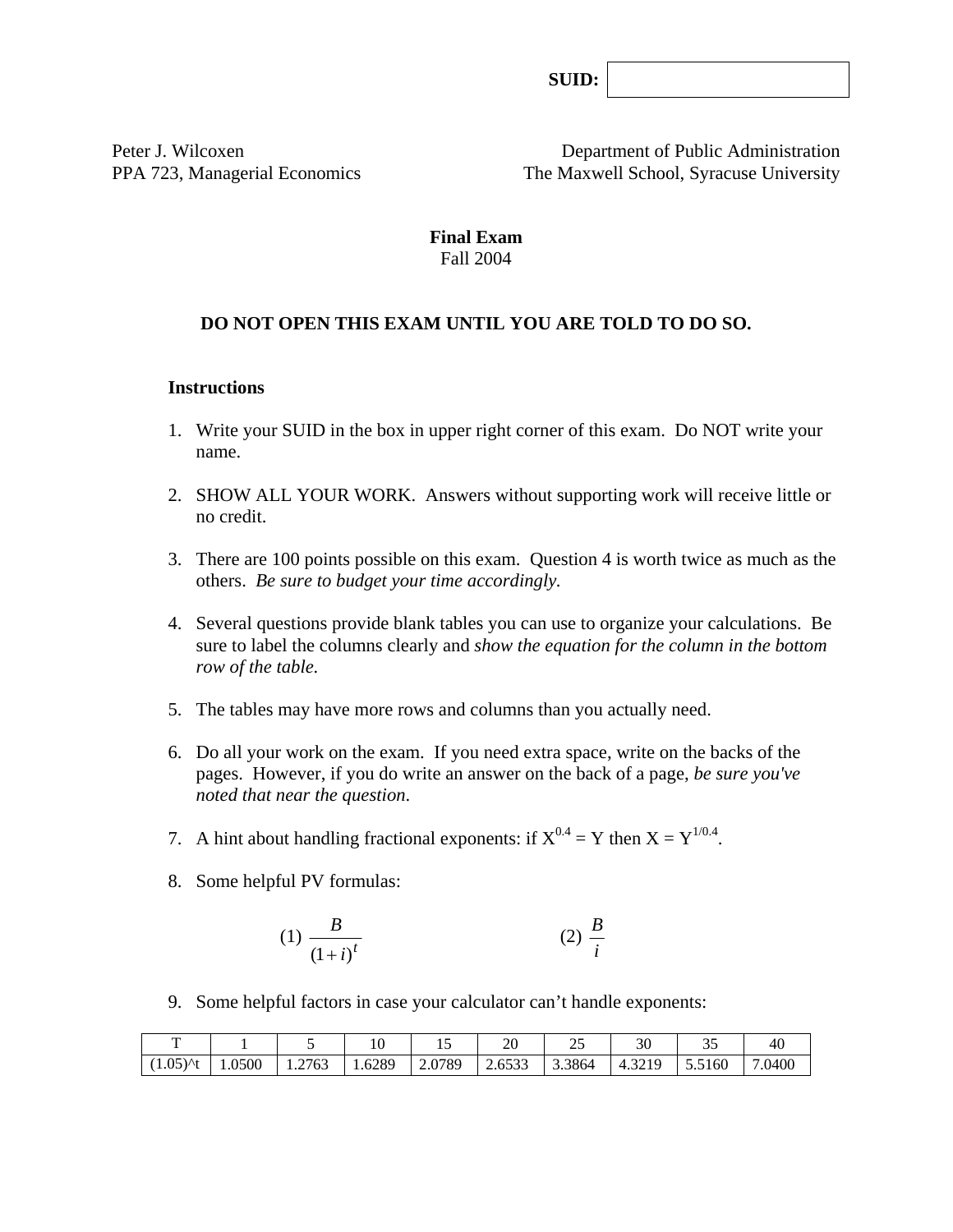**SUID:** 

Peter J. Wilcoxen
PPA 723, Managerial Economics

Department of Public Administration
The Maxwell School, Syracuse University

# Final Exam

Fall 2004

**DO NOT OPEN THIS EXAM UNTIL YOU ARE TOLD TO DO SO.**

## Instructions

1. Write your SUID in the box in upper right corner of this exam. Do NOT write your name.

2. SHOW ALL YOUR WORK. Answers without supporting work will receive little or no credit.

3. There are 100 points possible on this exam. Question 4 is worth twice as much as the others. *Be sure to budget your time accordingly.*

4. Several questions provide blank tables you can use to organize your calculations. Be sure to label the columns clearly and *show the equation for the column in the bottom row of the table.*

5. The tables may have more rows and columns than you actually need.

6. Do all your work on the exam. If you need extra space, write on the backs of the pages. However, if you do write an answer on the back of a page, *be sure you've noted that near the question.*

7. A hint about handling fractional exponents: if $X^{0.4} = Y$ then $X = Y^{1/0.4}$.

8. Some helpful PV formulas:

$$(1)\ \frac{B}{(1+i)^t} \qquad\qquad (2)\ \frac{B}{i}$$

9. Some helpful factors in case your calculator can't handle exponents:

| T | 1 | 5 | 10 | 15 | 20 | 25 | 30 | 35 | 40 |
|---|---|---|---|---|---|---|---|---|---|
| (1.05)^t | 1.0500 | 1.2763 | 1.6289 | 2.0789 | 2.6533 | 3.3864 | 4.3219 | 5.5160 | 7.0400 |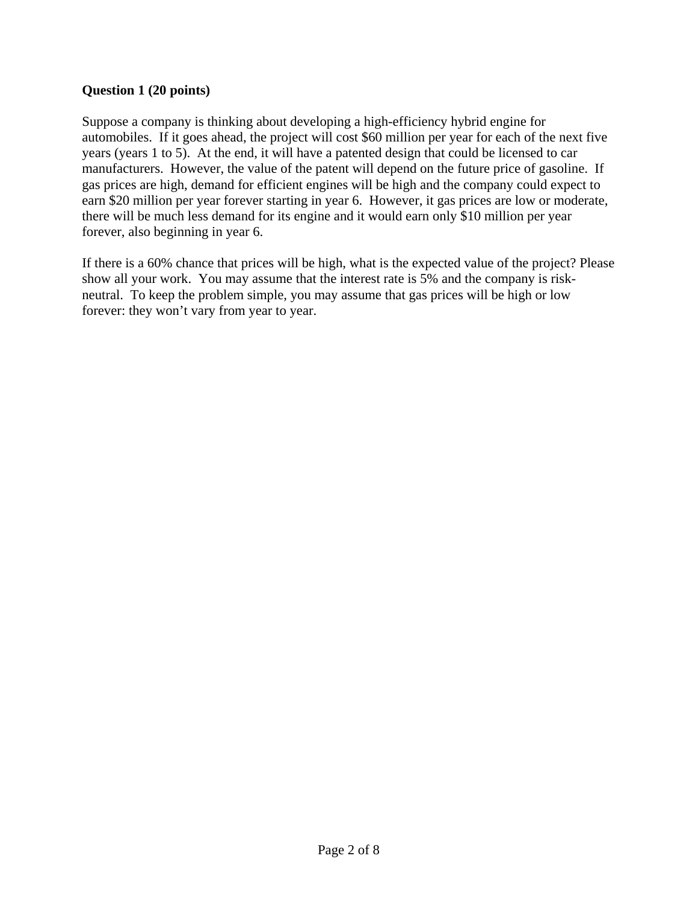**Question 1 (20 points)**

Suppose a company is thinking about developing a high-efficiency hybrid engine for automobiles. If it goes ahead, the project will cost $60 million per year for each of the next five years (years 1 to 5). At the end, it will have a patented design that could be licensed to car manufacturers. However, the value of the patent will depend on the future price of gasoline. If gas prices are high, demand for efficient engines will be high and the company could expect to earn $20 million per year forever starting in year 6. However, it gas prices are low or moderate, there will be much less demand for its engine and it would earn only $10 million per year forever, also beginning in year 6.

If there is a 60% chance that prices will be high, what is the expected value of the project? Please show all your work. You may assume that the interest rate is 5% and the company is risk-neutral. To keep the problem simple, you may assume that gas prices will be high or low forever: they won't vary from year to year.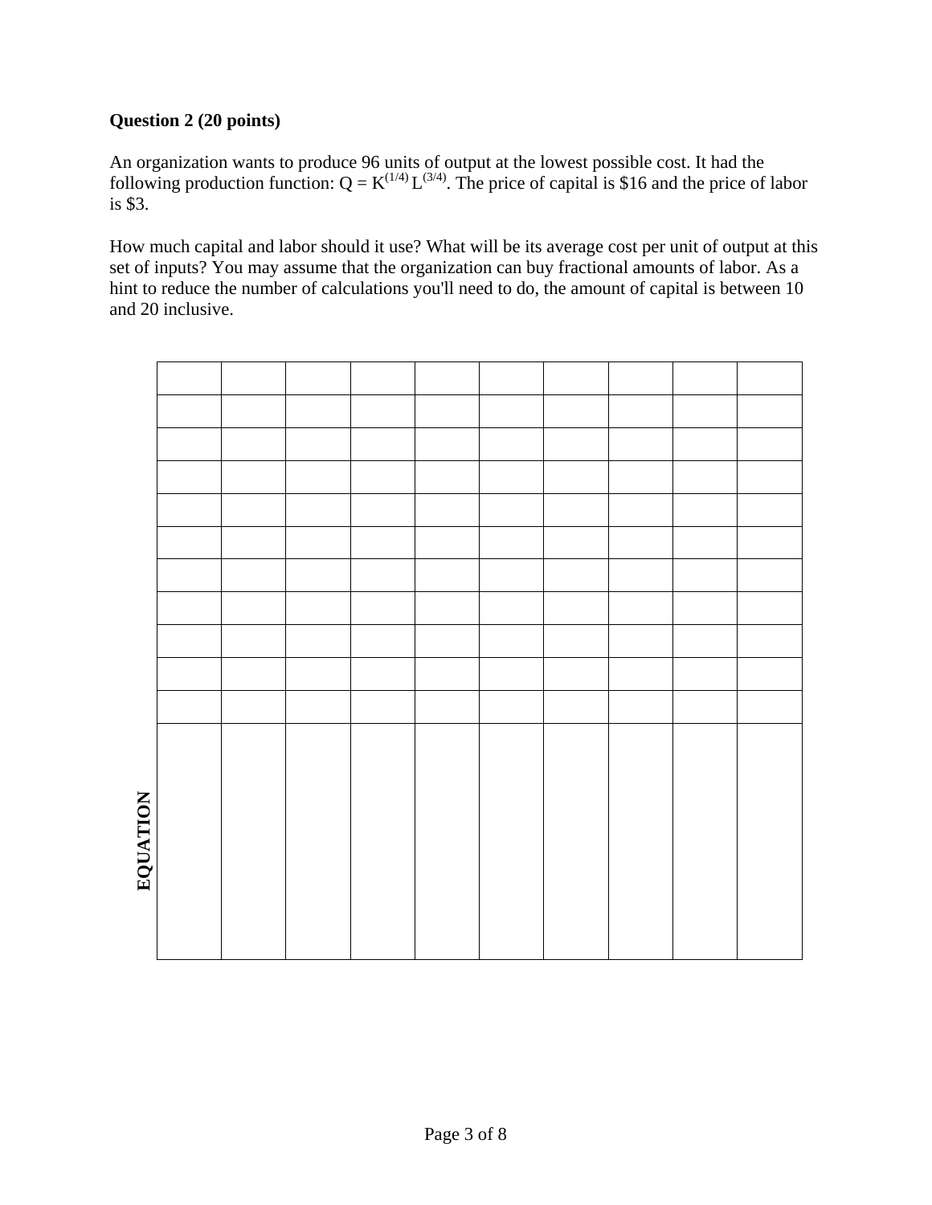**Question 2 (20 points)**

An organization wants to produce 96 units of output at the lowest possible cost. It had the following production function: $Q = K^{(1/4)} L^{(3/4)}$. The price of capital is $16 and the price of labor is $3.

How much capital and labor should it use? What will be its average cost per unit of output at this set of inputs? You may assume that the organization can buy fractional amounts of labor. As a hint to reduce the number of calculations you'll need to do, the amount of capital is between 10 and 20 inclusive.

| | | | | | | | | | |
|---|---|---|---|---|---|---|---|---|---|
| | | | | | | | | | |
| | | | | | | | | | |
| | | | | | | | | | |
| | | | | | | | | | |
| | | | | | | | | | |
| | | | | | | | | | |
| | | | | | | | | | |
| | | | | | | | | | |
| | | | | | | | | | |
| | | | | | | | | | |
| | | | | | | | | | |

**EQUATION**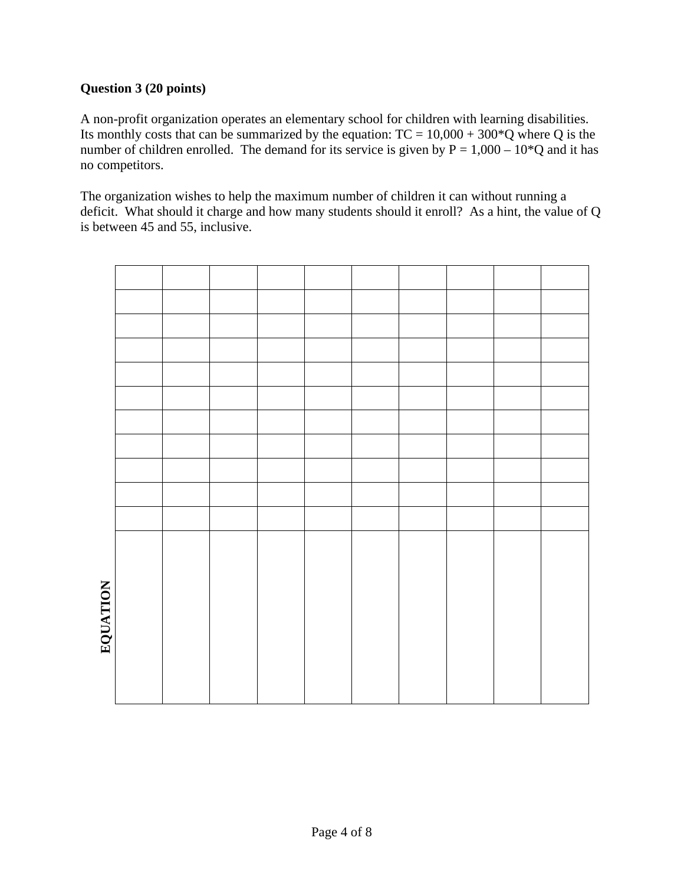**Question 3 (20 points)**

A non-profit organization operates an elementary school for children with learning disabilities. Its monthly costs that can be summarized by the equation: $TC = 10{,}000 + 300*Q$ where $Q$ is the number of children enrolled. The demand for its service is given by $P = 1{,}000 – 10*Q$ and it has no competitors.

The organization wishes to help the maximum number of children it can without running a deficit. What should it charge and how many students should it enroll? As a hint, the value of $Q$ is between 45 and 55, inclusive.

| | | | | | | | | | | |
|---|---|---|---|---|---|---|---|---|---|---|
| | | | | | | | | | | |
| | | | | | | | | | | |
| | | | | | | | | | | |
| | | | | | | | | | | |
| | | | | | | | | | | |
| | | | | | | | | | | |
| | | | | | | | | | | |
| | | | | | | | | | | |
| | | | | | | | | | | |
| | | | | | | | | | | |
| **EQUATION** | | | | | | | | | | |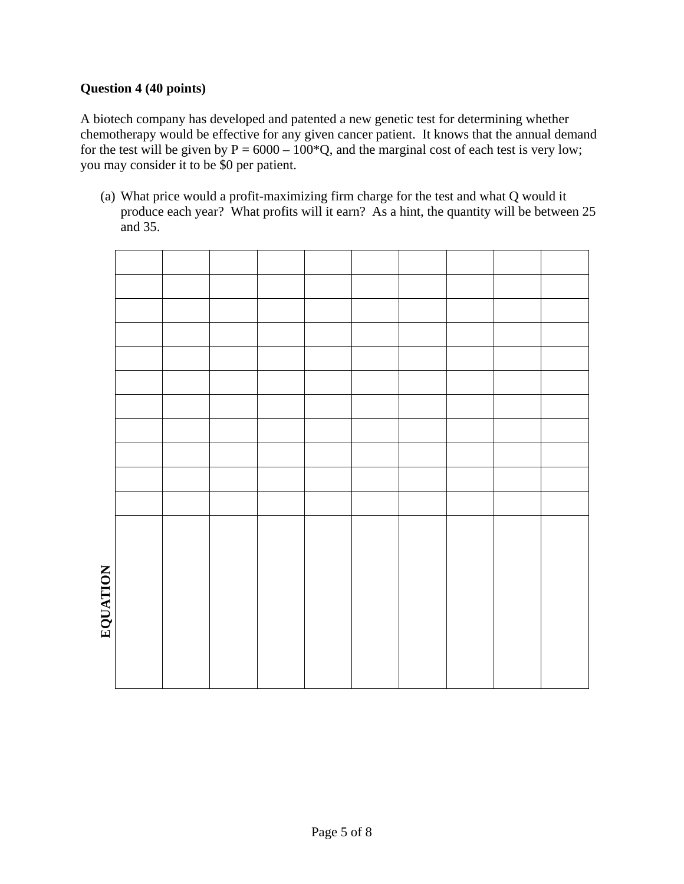**Question 4 (40 points)**

A biotech company has developed and patented a new genetic test for determining whether chemotherapy would be effective for any given cancer patient. It knows that the annual demand for the test will be given by $P = 6000 - 100*Q$, and the marginal cost of each test is very low; you may consider it to be $0 per patient.

(a) What price would a profit-maximizing firm charge for the test and what Q would it produce each year? What profits will it earn? As a hint, the quantity will be between 25 and 35.

| | | | | | | | | | |
|---|---|---|---|---|---|---|---|---|---|
| | | | | | | | | | |
| | | | | | | | | | |
| | | | | | | | | | |
| | | | | | | | | | |
| | | | | | | | | | |
| | | | | | | | | | |
| | | | | | | | | | |
| | | | | | | | | | |
| | | | | | | | | | |
| | | | | | | | | | |
| **EQUATION** | | | | | | | | | |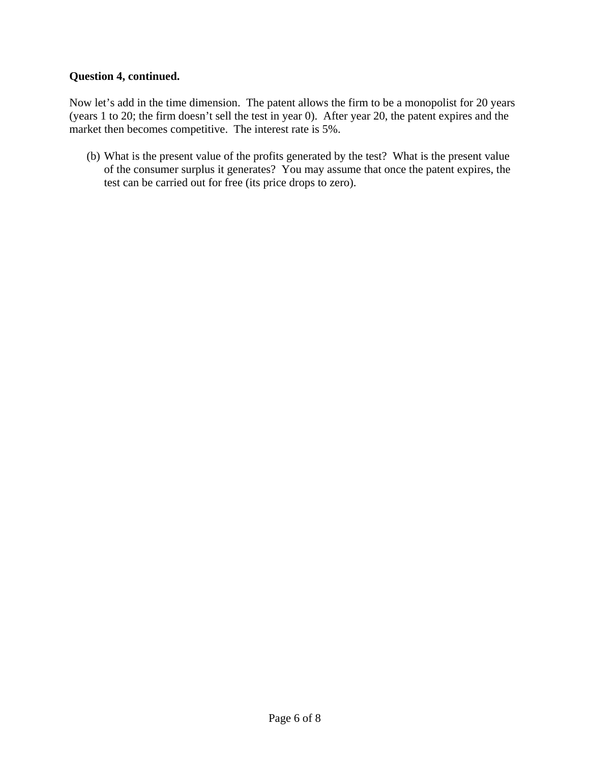**Question 4, continued.**

Now let's add in the time dimension. The patent allows the firm to be a monopolist for 20 years (years 1 to 20; the firm doesn't sell the test in year 0). After year 20, the patent expires and the market then becomes competitive. The interest rate is 5%.

(b) What is the present value of the profits generated by the test? What is the present value of the consumer surplus it generates? You may assume that once the patent expires, the test can be carried out for free (its price drops to zero).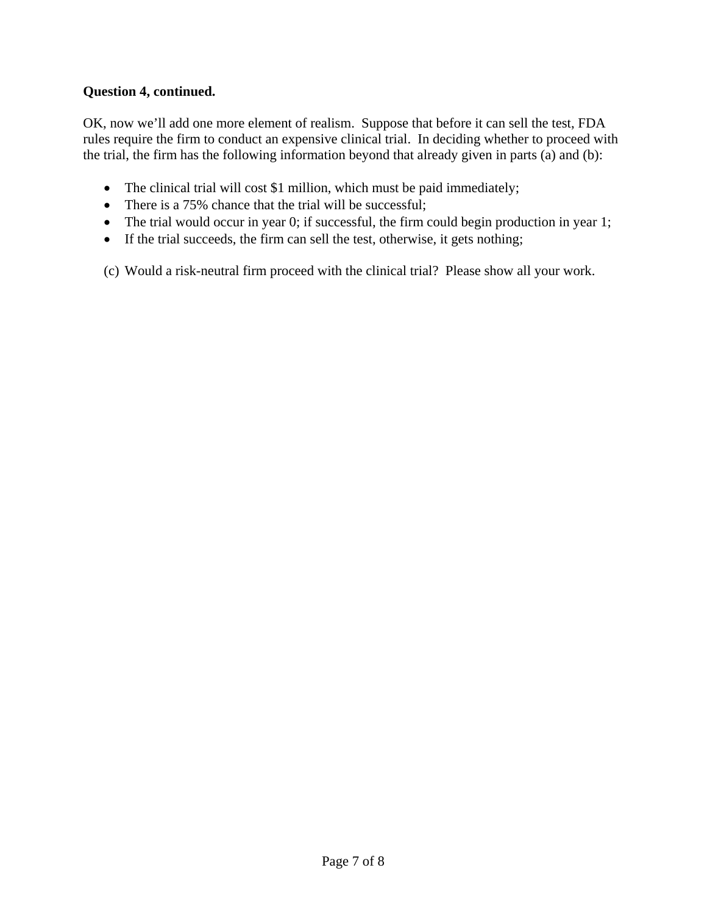**Question 4, continued.**

OK, now we'll add one more element of realism. Suppose that before it can sell the test, FDA rules require the firm to conduct an expensive clinical trial. In deciding whether to proceed with the trial, the firm has the following information beyond that already given in parts (a) and (b):

- The clinical trial will cost $1 million, which must be paid immediately;
- There is a 75% chance that the trial will be successful;
- The trial would occur in year 0; if successful, the firm could begin production in year 1;
- If the trial succeeds, the firm can sell the test, otherwise, it gets nothing;

(c) Would a risk-neutral firm proceed with the clinical trial? Please show all your work.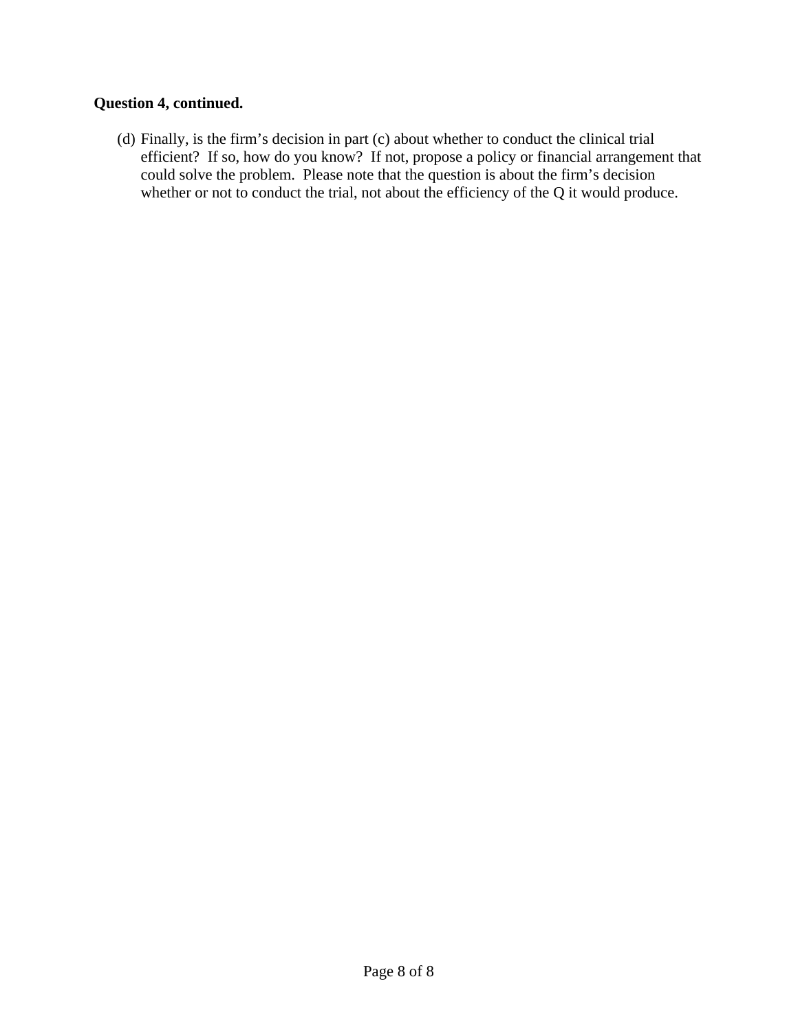**Question 4, continued.**

(d) Finally, is the firm's decision in part (c) about whether to conduct the clinical trial efficient? If so, how do you know? If not, propose a policy or financial arrangement that could solve the problem. Please note that the question is about the firm's decision whether or not to conduct the trial, not about the efficiency of the Q it would produce.